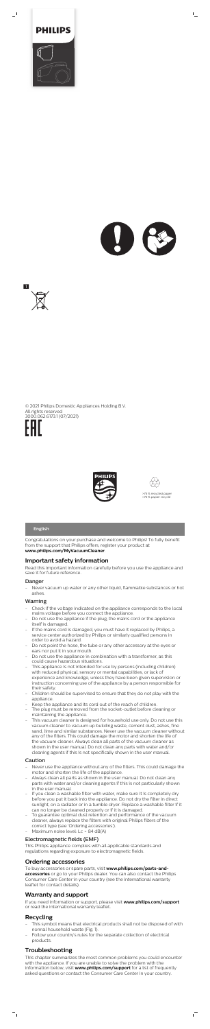PHILIPS

1

© 2021 Philips Domestic Appliances Holding B.V.
All rights reserved
3000.062.6173.1 (07/2021)

>75% recycled paper
>75% papier recyclé

English

Congratulations on your purchase and welcome to Philips! To fully benefit from the support that Philips offers, register your product at **www.philips.com/MyVacuumCleaner**.

## Important safety information

Read this important information carefully before you use the appliance and save it for future reference.

### Danger

- Never vacuum up water or any other liquid, flammable substances or hot ashes.

### Warning

- Check if the voltage indicated on the appliance corresponds to the local mains voltage before you connect the appliance.
- Do not use the appliance if the plug, the mains cord or the appliance itself is damaged.
- If the mains cord is damaged, you must have it replaced by Philips, a service center authorized by Philips or similarly qualified persons in order to avoid a hazard.
- Do not point the hose, the tube or any other accessory at the eyes or ears nor put it in your mouth.
- Do not use the appliance in combination with a transformer, as this could cause hazardous situations.
- This appliance is not intended for use by persons (including children) with reduced physical, sensory or mental capabilities, or lack of experience and knowledge, unless they have been given supervision or instruction concerning use of the appliance by a person responsible for their safety.
- Children should be supervised to ensure that they do not play with the appliance.
- Keep the appliance and its cord out of the reach of children.
- The plug must be removed from the socket-outlet before cleaning or maintaining the appliance.
- This vacuum cleaner is designed for household use only. Do not use this vacuum cleaner to vacuum up building waste, cement dust, ashes, fine sand, lime and similar substances. Never use the vacuum cleaner without any of the filters. This could damage the motor and shorten the life of the vacuum cleaner. Always clean all parts of the vacuum cleaner as shown in the user manual. Do not clean any parts with water and/or cleaning agents if this is not specifically shown in the user manual.

### Caution

- Never use the appliance without any of the filters. This could damage the motor and shorten the life of the appliance.
- Always clean all parts as shown in the user manual. Do not clean any parts with water and/or cleaning agents if this is not particularly shown in the user manual.
- If you clean a washable filter with water, make sure it is completely dry before you put it back into the appliance. Do not dry the filter in direct sunlight, on a radiator or in a tumble dryer. Replace a washable filter if it can no longer be cleaned properly or if it is damaged.
- To guarantee optimal dust retention and performance of the vacuum cleaner, always replace the filters with original Philips filters of the correct type (see 'Ordering accessories').
- Maximum noise level: Lc = 84 dB(A)

### Electromagnetic fields (EMF)

This Philips appliance complies with all applicable standards and regulations regarding exposure to electromagnetic fields.

## Ordering accessories

To buy accessories or spare parts, visit **www.philips.com/parts-and-accessories** or go to your Philips dealer. You can also contact the Philips Consumer Care Center in your country (see the international warranty leaflet for contact details).

## Warranty and support

If you need information or support, please visit **www.philips.com/support** or read the international warranty leaflet.

## Recycling

- This symbol means that electrical products shall not be disposed of with normal household waste (Fig. 1).
- Follow your country's rules for the separate collection of electrical products.

## Troubleshooting

This chapter summarizes the most common problems you could encounter with the appliance. If you are unable to solve the problem with the information below, visit **www.philips.com/support** for a list of frequently asked questions or contact the Consumer Care Center in your country.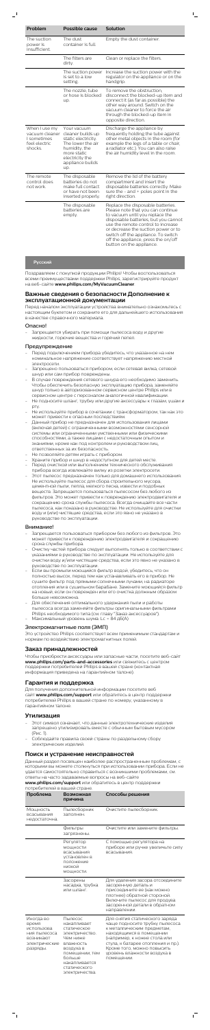| Problem | Possible cause | Solution |
|---|---|---|
| The suction power is insufficient. | The dust container is full. | Empty the dust container. |
| | The filters are dirty. | Clean or replace the filters. |
| | The suction power is set to a low setting. | Increase the suction power with the regulator on the appliance or on the handgrip. |
| | The nozzle, tube or hose is blocked up. | To remove the obstruction, disconnect the blocked-up item and connect it (as far as possible) the other way around. Switch on the vacuum cleaner to force the air through the blocked-up item in opposite direction. |
| When I use my vacuum cleaner I sometimes feel electric shocks. | Your vacuum cleaner builds up static electricity. The lower the air humidity, the more static electricity the appliance builds up. | Discharge the appliance by frequently holding the tube against other metal objects in the room (for example the legs of a table or chair, a radiator etc.). You can also raise the air humidity level in the room. |
| The remote control does not work. | The disposable batteries do not make full contact or have not been inserted properly. | Remove the lid of the battery compartment and insert the disposable batteries correctly. Make sure the + and - poles point in the right direction. |
| | The disposable batteries are empty. | Replace the disposable batteries. Please note that you can continue to vacuum until you replace the disposable batteries, but you cannot use the remote control to increase or decrease the suction power or to switch off the appliance. To switch off the appliance, press the on/off button on the appliance. |

**Русский**

Поздравляем с покупкой продукции Philips! Чтобы воспользоваться всеми преимуществами поддержки Philips, зарегистрируйте продукт на веб-сайте **www.philips.com/welcome**.

## Важные сведения о безопасности Дополнение к эксплуатационной документации

Перед началом эксплуатации устройства внимательно ознакомьтесь с настоящим буклетом и сохраните его для дальнейшего использования в качестве справочного материала.

### Опасно!

- Запрещается убирать при помощи пылесоса воду и другие жидкости, горючие вещества и горячий пепел.

### Предупреждение

- Перед подключением прибора убедитесь, что указанное на нем номинальное напряжение соответствует напряжению местной электросети.
- Запрещено пользоваться прибором, если сетевая вилка, сетевой шнур или сам прибор повреждены.
- В случае повреждения сетевого шнура его необходимо заменить. Чтобы обеспечить безопасную эксплуатацию прибора, замените шнур только в авторизованном сервисном центре Philips или в сервисном центре с персоналом аналогичной квалификации.
- Не подносите шланг, трубку или другие аксессуары к глазам, ушам и рту.
- Не используйте прибор в сочетании с трансформатором, так как это может привести к опасным последствиям.
- Данный прибор не предназначен для использования лицами (включая детей) с ограниченными возможностями сенсорной системы или ограниченными умственными или физическими способностями, а также лицами с недостаточным опытом и знаниями, кроме как под контролем и руководством лиц, ответственных за их безопасность.
- Не позволяйте детям играть с прибором.
- Храните прибор и шнур в недоступном для детей месте.
- Перед очисткой или выполнением технического обслуживания прибора всегда извлекайте вилку из розетки электросети.
- Этот пылесос предназначен только для домашнего использования. Не пользуйтесь пылесосом для сбора строительного мусора, цементной пыли, пепла, мелкого песка, извести и подобных веществ. Запрещается пользоваться пылесосом без любого из фильтров. Это может привести к повреждению электродвигателя и сокращению срока службы пылесоса. Всегда очищайте все части пылесоса, как показано в руководстве. Не используйте для очистки воду и (или) чистящие средства, если это явно не указано в руководстве по эксплуатации.

### Внимание!

- Запрещается пользоваться прибором без любого из фильтров. Это может привести к повреждению электродвигателя и сокращению срока службы прибора.
- Очистку частей прибора следует выполнять только в соответствии с указаниями в руководстве по эксплуатации. Не используйте для очистки воду и/или чистящие средства, если это явно не указано в руководстве по эксплуатации.
- Если вы промыли моющийся фильтр водой, убедитесь, что он полностью высох, перед тем как устанавливать его в прибор. Не сушите фильтр под прямыми солнечными лучами, на радиаторе отопления или в сушильном барабане. Замените моющийся фильтр на новый, если он поврежден или его очистка должным образом больше невозможна.
- Для обеспечения оптимального удержания пыли и работы пылесоса всегда заменяйте фильтры оригинальными фильтрами Philips необходимого типа (см. главу "Заказ аксессуаров").
- Максимальный уровень шума: Lc = 84 дБ(A)

### Электромагнитные поля (ЭМП)

Это устройство Philips соответствует всем применимым стандартам и нормам по воздействию электромагнитных полей.

## Заказ принадлежностей

Чтобы приобрести аксессуары или запасные части, посетите веб-сайт **www.philips.com/parts-and-accessories** или свяжитесь с центром поддержки потребителей Philips в вашей стране (контактная информация приведена на гарантийном талоне).

## Гарантия и поддержка

Для получения дополнительной информации посетите веб-сайт **www.philips.com/support** или обратитесь в центр поддержки потребителей Philips в вашей стране по номеру, указанному в гарантийном талоне.

## Утилизация

- Этот символ означает, что данные электротехнические изделия запрещено утилизировать вместе с обычным бытовым мусором (Рис. 1).
- Соблюдайте правила своей страны по раздельному сбору электрических изделий.

## Поиск и устранение неисправностей

Данный раздел посвящен наиболее распространенным проблемам, с которыми вы можете столкнуться при использовании прибора. Если не удается самостоятельно справиться с возникшими проблемами, см. ответы на часто задаваемые вопросы на веб-сайте **www.philips.com/support** или обратитесь в центр поддержки потребителей в вашей стране.

| Проблема | Возможная причина | Способы решения |
|---|---|---|
| Мощность всасывания недостаточна. | Пылесборник заполнен. | Очистите пылесборник. |
| | Фильтры загрязнены. | Очистите или замените фильтры. |
| | Регулятор мощности всасывания установлен в положение низкой мощности. | С помощью регулятора на приборе или ручке увеличьте силу всасывания. |
| | Засорены насадка, трубка или шланг. | Для удаления засора отсоедините засоренную деталь и присоедините ее (как можно плотнее) обратной стороной. Включите пылесос для продува засоренной детали в обратном направлении. |
| Иногда во время использования пылесоса возникают электрические разряды. | Пылесос накапливает статическое электричество. Чем ниже влажность воздуха в помещении, тем больше накапливается статического электричества. | Для снятия статического заряда чаще подносите трубку пылесоса к металлическим предметам, находящимся в помещении (например, к ножке стола или стула, к батарее отопления и пр.). Кроме того, можно повысить уровень влажности воздуха в помещении. |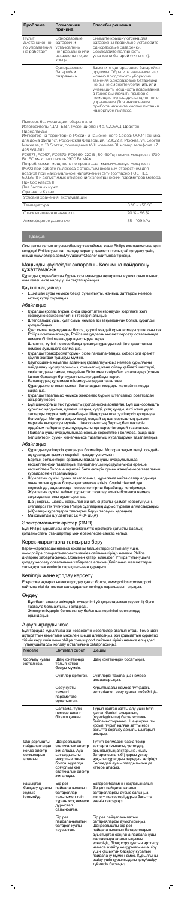| Проблема | Возможная причина | Способы решения |
| --- | --- | --- |
| Пульт дистанционного управления не работает. | Одноразовые батарейки установлены неправильно или вставлены не до конца. | Снимите крышку отсека для батареек и правильно установите одноразовые батарейки. Соблюдайте полярность установки батареек (+ и –). |
| | Одноразовые батарейки разряжены. | Замените одноразовые батарейки другими. Обратите внимание, что можно продолжить уборку не заменяя одноразовые батарейки, но вы не сможете увеличить или уменьшить мощность всасывания, а также выключить прибор с помощью пульта дистанционного управления. Для выключения прибора нажмите кнопку питания на корпусе пылесос. |

Пылесос без мешка для сбора пыли

Изготовитель: "ДАП Б.В.", Туссендиепен 4 а, 9206AD, Драхтен, Нидерланды.

Импортер на территорию России и Таможенного Союза: ООО "Техника для дома Филипс", Российская Федерация, 123022 г. Москва, ул. Сергея Макеева, д. 13, 5 этаж, помещение XVII, комната 31, номер телефона +7 495 961-1111

FC9573, FC9571, FC9570, FC9569: 220 В ~ 50 Гц; номин. мощность 1700 Вт IEC, макс. мощность 1900 Вт MAX

Потребляемая мощность не превышает максимальную мощность (MAX) при работе пылесоса с открытым входным отверстием для воздуха при максимальном напряжении сети (согласно ГОСТ IEC 60335-1) и допустимых отклонениях электрических параметров мотора.

Прибор класса II

Для бытовых нужд.

Сделано в Китае.

| Условия хранения, эксплуатации | |
| --- | --- |
| Температура | 0 °C ~ +50 °C |
| Относительная влажность | 20 % ~ 95 % |
| Атмосферное давление | 85 ~ 109 кРа |

Қазақша

Осы затты сатып алуыңызбен құттықтаймыз және Philips компаниясына қош келдіңіз! Philips ұсынатын қолдау көрсету қызметін толығымен қолдану үшін, өнімді www.philips.com/MyVacuumCleaner сайтында тіркеңіз.

## Маңызды қауіпсіздік ақпараты - Қосымша пайдалану құжаттамасын

Құралды қолданбастан бұрын осы маңызды ақпаратты мұқият оқып шығып, оны келешекте қарау үшін сақтап қойыңыз.

### Қауіпті жағдайлар

- Ешқашан суды немесе басқа сұйықтықты, жанғыш заттарды немесе ыстық күлді сормаңыз.

### Абайлаңыз

- Құралды қоспас бұрын, онда көрсетілген кернеудің жергілікті желі кернеуіне сәйкес келетінін тексеріп алыңыз.
- Штепсельдің ашасы, қуат сымы немесе өзі зақымданған болса, құралды қолданбаңыз.
- Қуат сымы зақымданған болса, қауіпті жағдай орын алмауы үшін, оны тек Philips компаниясында, Philips қадағалаған қызмет көрсету орталығында немесе білікті мамандар ауыстыруы керек.
- Шланг, түтік немесе басқа қосалқы құралды көзіңізге қаратпаңыз немесе ауызыңызға салмаңыз.
- Құралды трансформатормен бірге пайдаланбаңыз, себебі бұл өрекет қауіпті жағдай тудыруы мүмкін.
- Қауіпсіздігіне жауапты адамның қадағалауынсыз немесе құрылғыны пайдалану нұсқауларынсыз, физикалық және ойлау қабілеті шектеулі, сезімталдығы төмен, сондай-ақ білімі мен тәжірибесі аз адамдар (оның ішінде балалар) бұл құрылғыны қолданбауы керек.
- Балалардың құралмен ойнамауын қадағалаған жөн.
- Құралды және оның сымын балалардың қолдары жетпейтін жерде сақтаңыз.
- Құралды тазаламас немесе жөндемес бұрын, штепсельді розеткадан ажырату керек.
- Бұл шаңсорғыш тек тұрмыстық қолдануға арналған. Бұл шаңсорғышты құрылыс қалдығын, цемент шаңын, күлді, ұсақ құмды, әкті және ұқсас заттарды сорута пайдаланбаңыз. Шаңсорғышты сүзгілерсіз қолдануға болмайды. Моторға зақым келуі, сондай-ақ шаңсорғыштың қызмет мерзімін қысқартуы мүмкін. Шаңсорғыштың барлық бөлшектерін ерекшелейтін ерекше белгілерді пайдаланушы нұсқаулығында көрсетілгендей тазалаңыз. Пайдаланушы нұсқаулығында ерекше көрсетілген болмаса, ешқандай бөлшектерін суммен және/немесе тазалағыш құралдармен тазаламаңыз.

### Абайлаңыз

- Құралды сүзгілерсіз қолдануға болмайды. Моторға зақым келуі, сондай-ақ құралдың қызмет мерзімін қысқартуы мүмкін.
- Барлық бөлшектерін ерекше пайдаланушы нұсқаулығында көрсетілгендей тазалаңыз. Пайдаланушы нұсқаулығында ерекше көрсетілген болса, ешқандай бөлшектерін суммен және/немесе тазалағыш құралдармен тазаламаңыз.
- Жуылатын сүзгіні суммен тазалағаннан, құрылғыға қайта салар алдында оның толық құрғақ болуы қамтамасыз етіңіз. Сүзгіні тікелей күн сәулесінде, радиаторда немесе кептіргіш барабанда кептірмеңіз.
- Жуылатын сүзгіні қайтып әдірыстап тазалау мүмкін болмаса немесе зақымданса, оны ауыстырыңыз.
- Шаң сорғыш шаңды жақсылап жинап, оңтайлы қызмет көрсетуі үшін, сүзгіні тек түпнұсқа Philips сүзгілерінің дұрыс түрімен алмастырыңыз (қосалқы құралдарға тапсырыс беру тарауын қараңыз).
- Максималды шу деңгейі: Lc = 84 дБ(А)

## Электромагниттік өрістер (ЭМӨ)

Бұл Philips құрылғысы электромагниттік өрістерге қатысты барлық қолданыстағы стандарттар мен ережелерге сәйкес келеді.

## Керек-жарақтарға тапсырыс беру

Керек-жарақтарды немесе қосалқы бөлшектерді сатып алу үшін, www.philips.com/parts-and-accessories сайтына кіріңіз немесе Philips дилеріне хабарласыңыз. Сонымен қатар, еліңіздегі Philips тұтынушыға қолдау көрсету орталығына хабарласа аласыз (байланыс мәліметтерін халықаралық кепілдік парақшасынан қараңыз).

## Кепілдік және қолдау көрсету

Егер сізге ақпарат немесе қолдау қажет болса, www.philips.com/support сайтына кіріңіз немесе халықаралық кепілдік парақшасын оқыңыз.

## Өңдеу

- Бұл белгі электр өнімдерін күнделікті үй қоқыстарымен (сурет 1) бірге тастауға болмайтынын білдіреді.
- Электр өнімдерін бөлек жинау бойынша жергілікті ережелерді орындаңыз.

## Ақаулықтарды жою

Бұл тарауда құрылғыда жиі кездесетін мәселелер атап өтілген. Төмендегі ақпараттың көмегімен мәселені шеше алмасаңыз, жиі қойылатын сұрақтар тізімін көру үшін www.philips.com/support сайтына кіріңіз немесе еліңіздегі Тұтынушыларды қолдау орталығына хабарласыңыз.

| Мәселе | Ықтимал себеп | Шешім |
| --- | --- | --- |
| Соруың қуаты жеткіліксіз. | Шаң контейнері толып кеткен болуы мүмкін. | Шаң контейнерін босатыңыз. |
| | Сүзгілер кірлеген. | Сүзгілерді тазалаңыз немесе алмастырыңыз. |
| | Сору қуаты төменгі параметрге орнатылған. | Құрылғыдағы немесе тұтқадағы реттегішпен сору қуатын көбейтіңіз. |
| | Саптама, түтік немесе шланг бітеліп қалған. | Тұрып қалған затты алу үшін бітеліп қалған бөлікті ажыратып, (мүмкіндігінше) басқа жолмен байланыстырыңыз. Шаңсорғышты қосып, тұрып қалған затты кері бағытта сорғызу арқылы шығарып алыңыз. |
| Шаңсорғышты пайдаланғанда кейде электр соққысын аламын. | Шаңсорғышта статикалық электр жиналады. Ауа ылғалдылығы неғұрлым төмен болса, құралда соғұрлым көп статикалық электр жиналады. | Түтікті бөлмедегі басқа темір заттарға (мысалы, үстелдің, орындықтың аяқтарына, жылу батареясына т.б.) қарсы ұстау арқылы құралдың зарядын кетіріңіз. Бөлмедегі ауа ылғалдылығын да көтере аласыз. |
| Қашықтан басқару құралы жұмыс істемейді. | Бір рет пайдаланылатын батареялар толығымен тиіп тұрған жоқ немесе дұрыстап салынбаған. | Батарея бөлімінің қақпағын алып, бір рет пайдаланылатын батареяларды дұрыс салыңыз. – және + полюстері дұрыс бағытта екенін тексеріңіз. |
| | Бір рет пайдаланылатын батарея қуаты таусылған. | Бір рет пайдаланылатын батареяларды ауыстырыңыз. Шаңсорғышты бір рет пайдаланылатын батареяларын ауыстырған соң ғана пайдалануды жалғастыра алатыныңызды ескеріңіз, бірақ сору қуатын арттыру немесе азайту не құрылғыны өшіру үшін қашықтан басқару құралын пайдалану мүмкін емес. Құрылғыны өшіру үшін құрылғыдағы қосу/өшіру түймесін басыңыз. |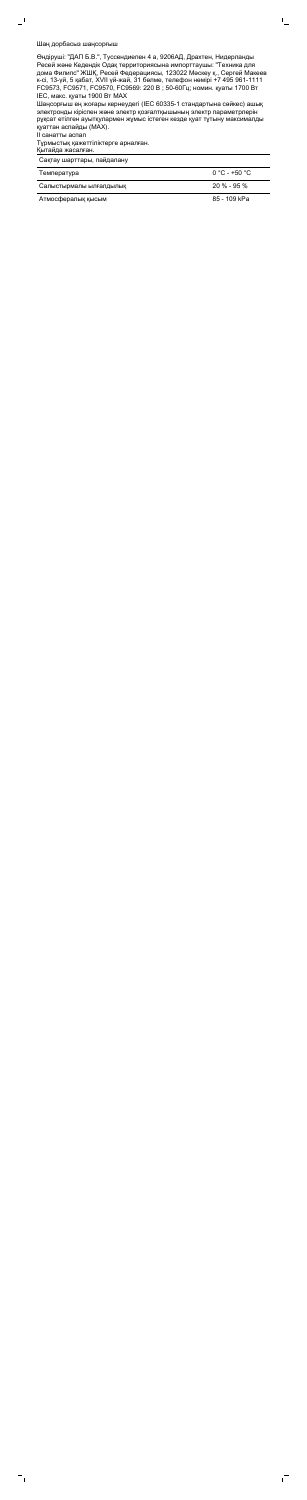Шаң дорбасыз шаңсорғыш

Өндіруші: "ДАП Б.В.", Туссендиепен 4 в, 9206АД, Драхтен, Нидерланды
Ресей және Кедендік Одақ территориясына импорттаушы: "Техника для дома Филипс" ЖШҚ, Ресей Федерациясы, 123022 Мәскеу қ., Сергей Макеев к-сі, 13-үй, 5 қабат, XVII үй-жай, 31 бөлме, телефон нөмірі: +7 495 961-1111
FC9573, FC9571, FC9570, FC9569: 220 В ; 50-60Гц; номин. қуаты 1700 Вт
IEC, макс. қуаты 1900 Вт MAX
Шаңсорғыш ең жоғары кернеудегі (IEC 60335-1 стандартына сәйкес) ашық электронды кірістен және электр қозғалтқышының электр параметрлерін рұқсат етілген ауытқулармен жұмыс істеген кезде қуат тұтыну максималды қуаттан аспайды (MAX).
II санатты аспап
Тұрмыстық қажеттіліктерге арналған.
Қытайда жасалған.

| Сақтау шарттары, пайдалану | |
|---|---|
| Температура | 0 °C - +50 °C |
| Салыстырмалы ылғалдылық | 20 % - 95 % |
| Атмосфералық қысым | 85 - 109 kPa |